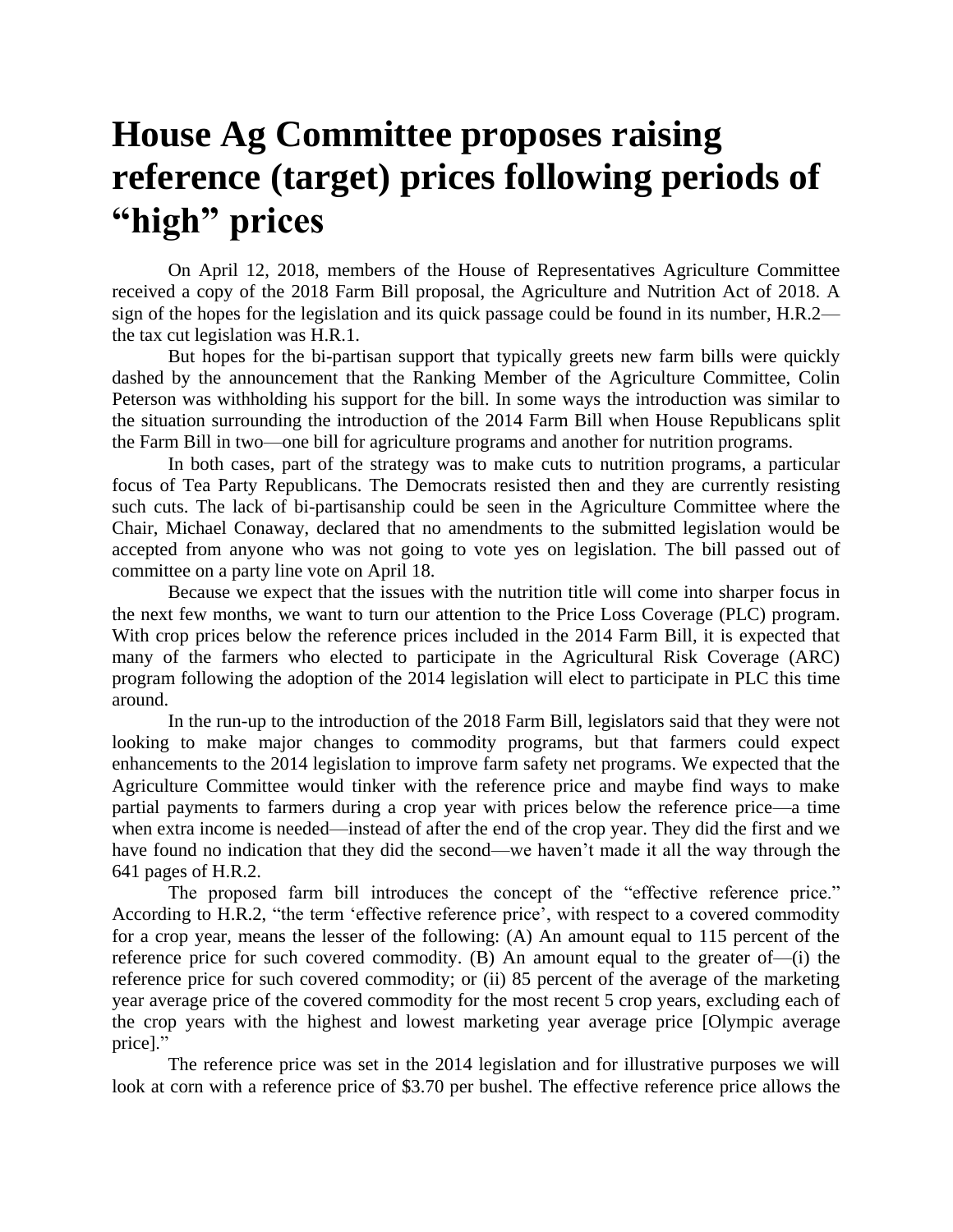# House Ag Committee proposes raising reference (target) prices following periods of "high" prices

On April 12, 2018, members of the House of Representatives Agriculture Committee received a copy of the 2018 Farm Bill proposal, the Agriculture and Nutrition Act of 2018. A sign of the hopes for the legislation and its quick passage could be found in its number, H.R.2—the tax cut legislation was H.R.1.

But hopes for the bi-partisan support that typically greets new farm bills were quickly dashed by the announcement that the Ranking Member of the Agriculture Committee, Colin Peterson was withholding his support for the bill. In some ways the introduction was similar to the situation surrounding the introduction of the 2014 Farm Bill when House Republicans split the Farm Bill in two—one bill for agriculture programs and another for nutrition programs.

In both cases, part of the strategy was to make cuts to nutrition programs, a particular focus of Tea Party Republicans. The Democrats resisted then and they are currently resisting such cuts. The lack of bi-partisanship could be seen in the Agriculture Committee where the Chair, Michael Conaway, declared that no amendments to the submitted legislation would be accepted from anyone who was not going to vote yes on legislation. The bill passed out of committee on a party line vote on April 18.

Because we expect that the issues with the nutrition title will come into sharper focus in the next few months, we want to turn our attention to the Price Loss Coverage (PLC) program. With crop prices below the reference prices included in the 2014 Farm Bill, it is expected that many of the farmers who elected to participate in the Agricultural Risk Coverage (ARC) program following the adoption of the 2014 legislation will elect to participate in PLC this time around.

In the run-up to the introduction of the 2018 Farm Bill, legislators said that they were not looking to make major changes to commodity programs, but that farmers could expect enhancements to the 2014 legislation to improve farm safety net programs. We expected that the Agriculture Committee would tinker with the reference price and maybe find ways to make partial payments to farmers during a crop year with prices below the reference price—a time when extra income is needed—instead of after the end of the crop year. They did the first and we have found no indication that they did the second—we haven't made it all the way through the 641 pages of H.R.2.

The proposed farm bill introduces the concept of the "effective reference price." According to H.R.2, "the term 'effective reference price', with respect to a covered commodity for a crop year, means the lesser of the following: (A) An amount equal to 115 percent of the reference price for such covered commodity. (B) An amount equal to the greater of—(i) the reference price for such covered commodity; or (ii) 85 percent of the average of the marketing year average price of the covered commodity for the most recent 5 crop years, excluding each of the crop years with the highest and lowest marketing year average price [Olympic average price]."

The reference price was set in the 2014 legislation and for illustrative purposes we will look at corn with a reference price of $3.70 per bushel. The effective reference price allows the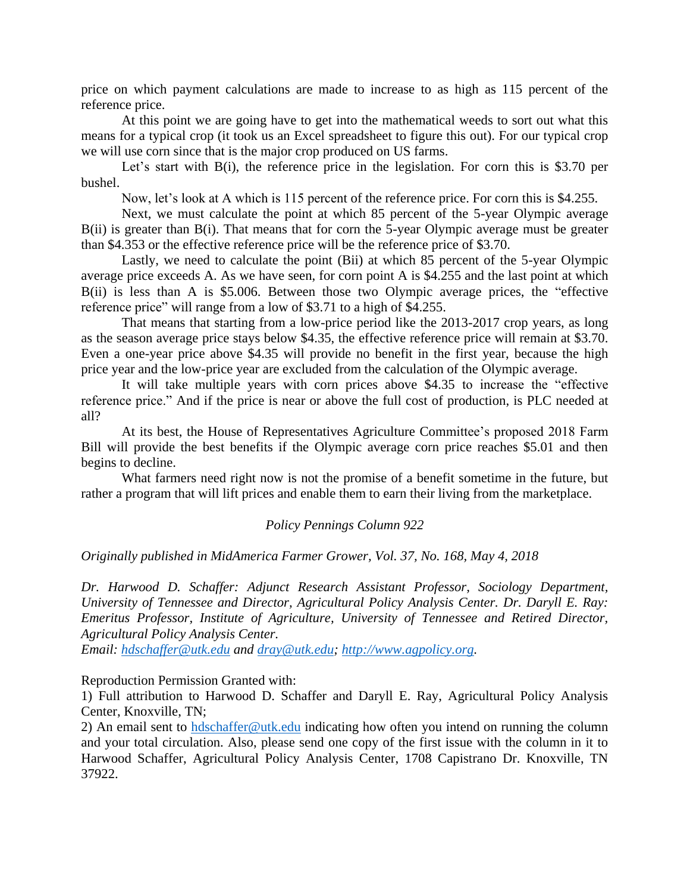price on which payment calculations are made to increase to as high as 115 percent of the reference price.

At this point we are going have to get into the mathematical weeds to sort out what this means for a typical crop (it took us an Excel spreadsheet to figure this out). For our typical crop we will use corn since that is the major crop produced on US farms.

Let's start with B(i), the reference price in the legislation. For corn this is $3.70 per bushel.

Now, let's look at A which is 115 percent of the reference price. For corn this is $4.255.

Next, we must calculate the point at which 85 percent of the 5-year Olympic average B(ii) is greater than B(i). That means that for corn the 5-year Olympic average must be greater than $4.353 or the effective reference price will be the reference price of $3.70.

Lastly, we need to calculate the point (Bii) at which 85 percent of the 5-year Olympic average price exceeds A. As we have seen, for corn point A is $4.255 and the last point at which B(ii) is less than A is $5.006. Between those two Olympic average prices, the "effective reference price" will range from a low of $3.71 to a high of $4.255.

That means that starting from a low-price period like the 2013-2017 crop years, as long as the season average price stays below $4.35, the effective reference price will remain at $3.70. Even a one-year price above $4.35 will provide no benefit in the first year, because the high price year and the low-price year are excluded from the calculation of the Olympic average.

It will take multiple years with corn prices above $4.35 to increase the "effective reference price." And if the price is near or above the full cost of production, is PLC needed at all?

At its best, the House of Representatives Agriculture Committee's proposed 2018 Farm Bill will provide the best benefits if the Olympic average corn price reaches $5.01 and then begins to decline.

What farmers need right now is not the promise of a benefit sometime in the future, but rather a program that will lift prices and enable them to earn their living from the marketplace.

*Policy Pennings Column 922*

*Originally published in MidAmerica Farmer Grower, Vol. 37, No. 168, May 4, 2018*

*Dr. Harwood D. Schaffer: Adjunct Research Assistant Professor, Sociology Department, University of Tennessee and Director, Agricultural Policy Analysis Center. Dr. Daryll E. Ray: Emeritus Professor, Institute of Agriculture, University of Tennessee and Retired Director, Agricultural Policy Analysis Center.*
*Email: hdschaffer@utk.edu and dray@utk.edu; http://www.agpolicy.org.*

Reproduction Permission Granted with:
1) Full attribution to Harwood D. Schaffer and Daryll E. Ray, Agricultural Policy Analysis Center, Knoxville, TN;
2) An email sent to hdschaffer@utk.edu indicating how often you intend on running the column and your total circulation. Also, please send one copy of the first issue with the column in it to Harwood Schaffer, Agricultural Policy Analysis Center, 1708 Capistrano Dr. Knoxville, TN 37922.